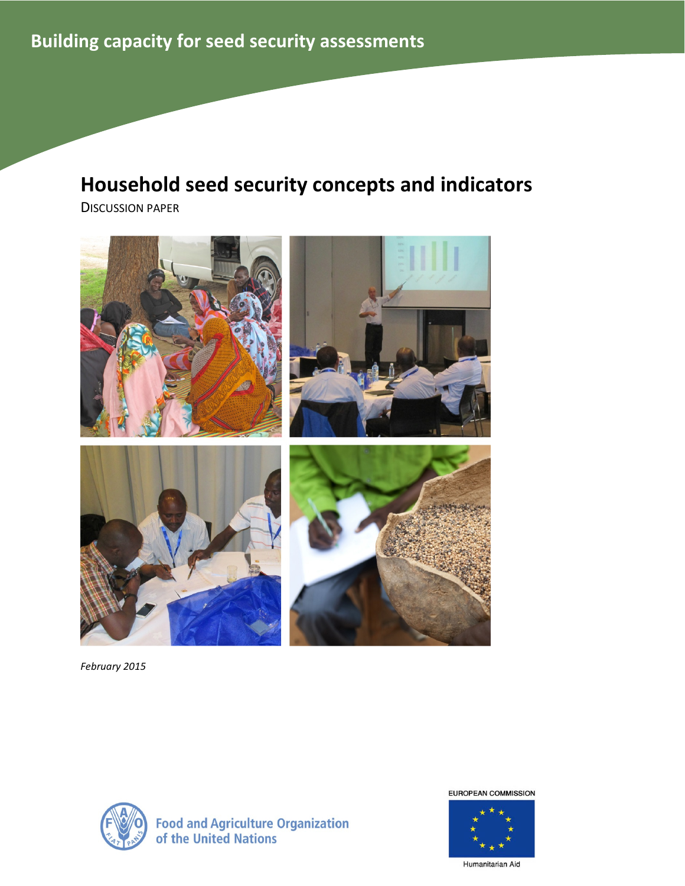Building capacity for seed security assessments

# Household seed security concepts and indicators

DISCUSSION PAPER

*February 2015*

Food and Agriculture Organization of the United Nations

EUROPEAN COMMISSION

Humanitarian Aid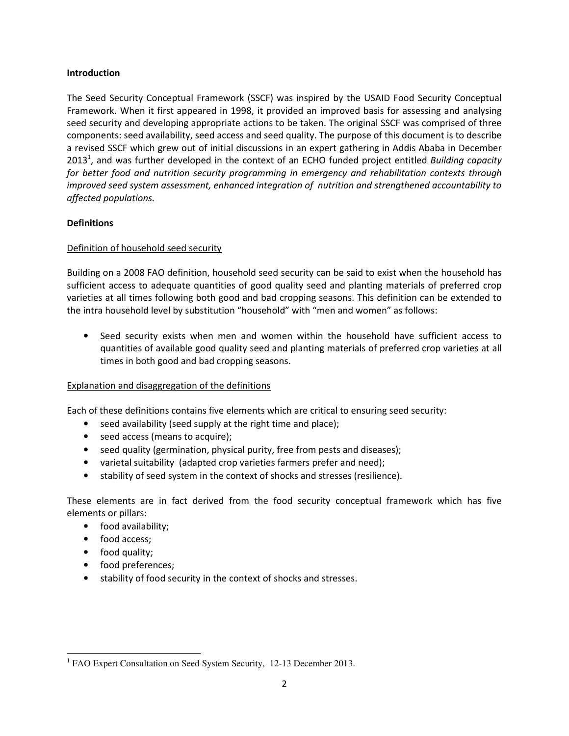**Introduction**

The Seed Security Conceptual Framework (SSCF) was inspired by the USAID Food Security Conceptual Framework. When it first appeared in 1998, it provided an improved basis for assessing and analysing seed security and developing appropriate actions to be taken. The original SSCF was comprised of three components: seed availability, seed access and seed quality. The purpose of this document is to describe a revised SSCF which grew out of initial discussions in an expert gathering in Addis Ababa in December 2013[1], and was further developed in the context of an ECHO funded project entitled *Building capacity for better food and nutrition security programming in emergency and rehabilitation contexts through improved seed system assessment, enhanced integration of nutrition and strengthened accountability to affected populations.*

**Definitions**

Definition of household seed security

Building on a 2008 FAO definition, household seed security can be said to exist when the household has sufficient access to adequate quantities of good quality seed and planting materials of preferred crop varieties at all times following both good and bad cropping seasons. This definition can be extended to the intra household level by substitution "household" with "men and women" as follows:

- Seed security exists when men and women within the household have sufficient access to quantities of available good quality seed and planting materials of preferred crop varieties at all times in both good and bad cropping seasons.

Explanation and disaggregation of the definitions

Each of these definitions contains five elements which are critical to ensuring seed security:

- seed availability (seed supply at the right time and place);
- seed access (means to acquire);
- seed quality (germination, physical purity, free from pests and diseases);
- varietal suitability (adapted crop varieties farmers prefer and need);
- stability of seed system in the context of shocks and stresses (resilience).

These elements are in fact derived from the food security conceptual framework which has five elements or pillars:

- food availability;
- food access;
- food quality;
- food preferences;
- stability of food security in the context of shocks and stresses.

[1] FAO Expert Consultation on Seed System Security, 12-13 December 2013.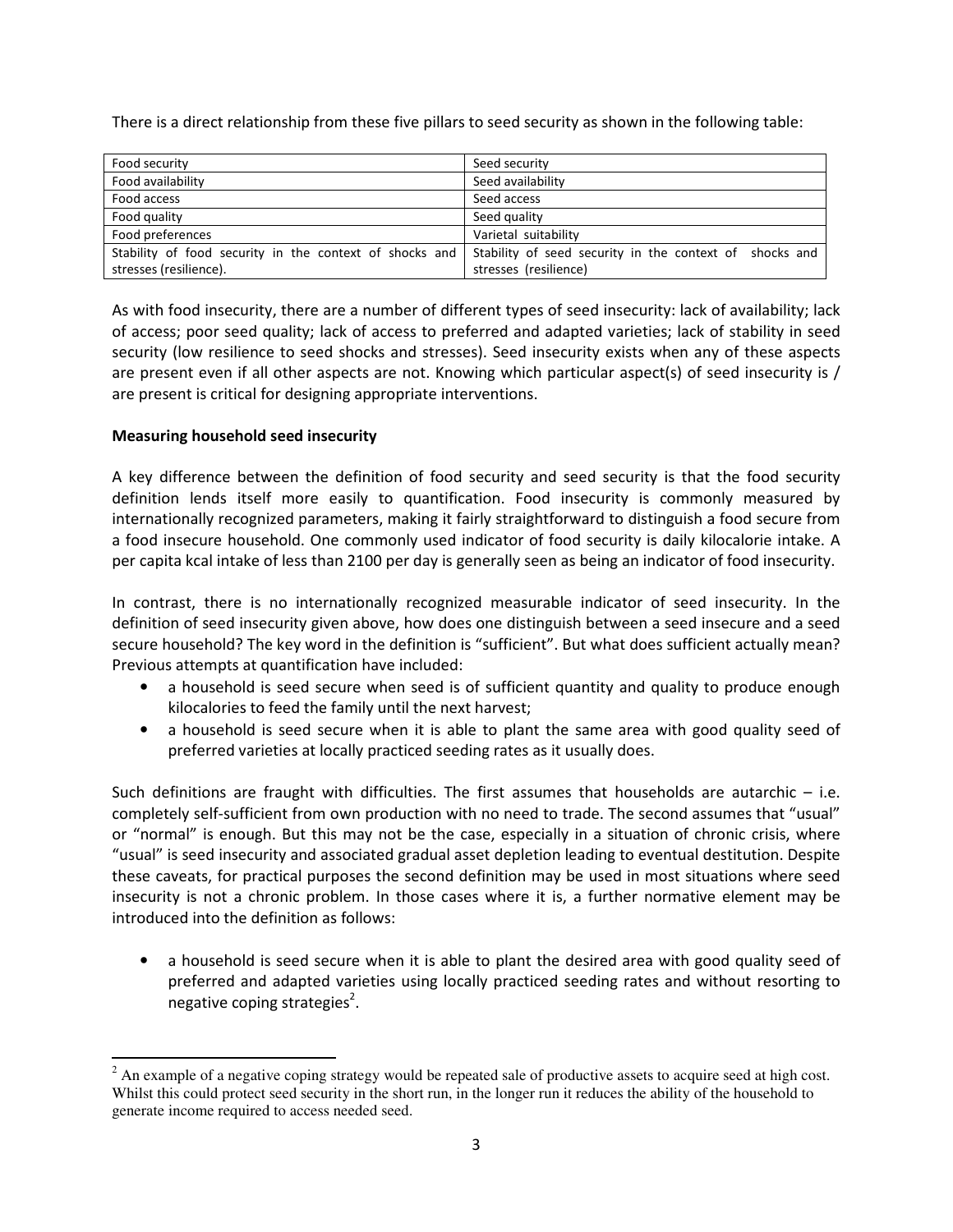There is a direct relationship from these five pillars to seed security as shown in the following table:

| Food security | Seed security |
|---|---|
| Food availability | Seed availability |
| Food access | Seed access |
| Food quality | Seed quality |
| Food preferences | Varietal suitability |
| Stability of food security in the context of shocks and stresses (resilience). | Stability of seed security in the context of shocks and stresses (resilience) |

As with food insecurity, there are a number of different types of seed insecurity: lack of availability; lack of access; poor seed quality; lack of access to preferred and adapted varieties; lack of stability in seed security (low resilience to seed shocks and stresses). Seed insecurity exists when any of these aspects are present even if all other aspects are not. Knowing which particular aspect(s) of seed insecurity is / are present is critical for designing appropriate interventions.

**Measuring household seed insecurity**

A key difference between the definition of food security and seed security is that the food security definition lends itself more easily to quantification. Food insecurity is commonly measured by internationally recognized parameters, making it fairly straightforward to distinguish a food secure from a food insecure household. One commonly used indicator of food security is daily kilocalorie intake. A per capita kcal intake of less than 2100 per day is generally seen as being an indicator of food insecurity.

In contrast, there is no internationally recognized measurable indicator of seed insecurity. In the definition of seed insecurity given above, how does one distinguish between a seed insecure and a seed secure household? The key word in the definition is "sufficient". But what does sufficient actually mean? Previous attempts at quantification have included:

- a household is seed secure when seed is of sufficient quantity and quality to produce enough kilocalories to feed the family until the next harvest;
- a household is seed secure when it is able to plant the same area with good quality seed of preferred varieties at locally practiced seeding rates as it usually does.

Such definitions are fraught with difficulties. The first assumes that households are autarchic – i.e. completely self-sufficient from own production with no need to trade. The second assumes that "usual" or "normal" is enough. But this may not be the case, especially in a situation of chronic crisis, where "usual" is seed insecurity and associated gradual asset depletion leading to eventual destitution. Despite these caveats, for practical purposes the second definition may be used in most situations where seed insecurity is not a chronic problem. In those cases where it is, a further normative element may be introduced into the definition as follows:

- a household is seed secure when it is able to plant the desired area with good quality seed of preferred and adapted varieties using locally practiced seeding rates and without resorting to negative coping strategies[2].

[2] An example of a negative coping strategy would be repeated sale of productive assets to acquire seed at high cost. Whilst this could protect seed security in the short run, in the longer run it reduces the ability of the household to generate income required to access needed seed.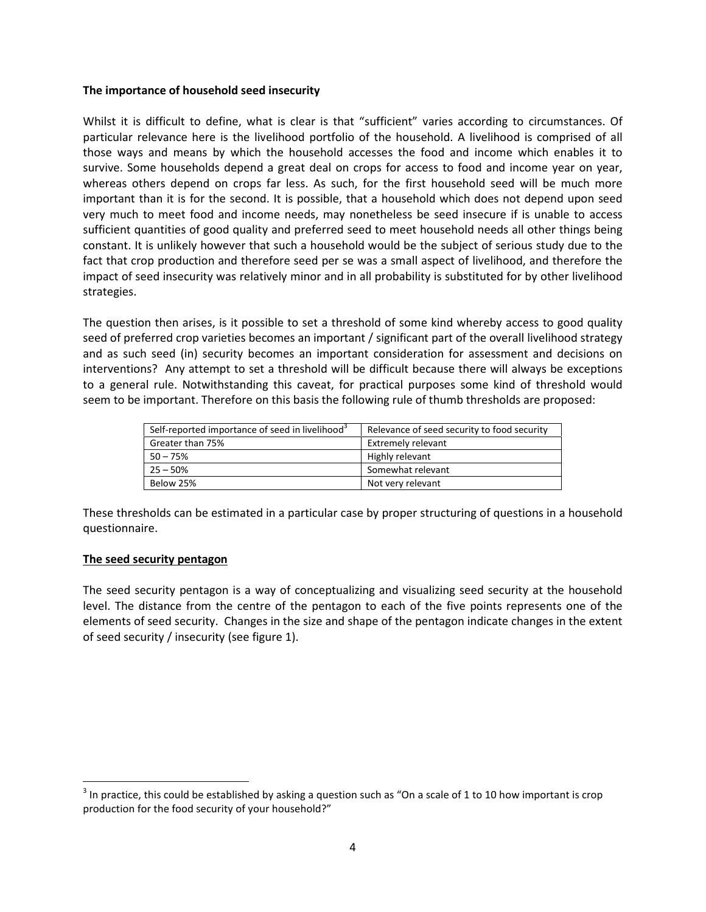**The importance of household seed insecurity**

Whilst it is difficult to define, what is clear is that "sufficient" varies according to circumstances. Of particular relevance here is the livelihood portfolio of the household. A livelihood is comprised of all those ways and means by which the household accesses the food and income which enables it to survive. Some households depend a great deal on crops for access to food and income year on year, whereas others depend on crops far less. As such, for the first household seed will be much more important than it is for the second. It is possible, that a household which does not depend upon seed very much to meet food and income needs, may nonetheless be seed insecure if is unable to access sufficient quantities of good quality and preferred seed to meet household needs all other things being constant. It is unlikely however that such a household would be the subject of serious study due to the fact that crop production and therefore seed per se was a small aspect of livelihood, and therefore the impact of seed insecurity was relatively minor and in all probability is substituted for by other livelihood strategies.

The question then arises, is it possible to set a threshold of some kind whereby access to good quality seed of preferred crop varieties becomes an important / significant part of the overall livelihood strategy and as such seed (in) security becomes an important consideration for assessment and decisions on interventions? Any attempt to set a threshold will be difficult because there will always be exceptions to a general rule. Notwithstanding this caveat, for practical purposes some kind of threshold would seem to be important. Therefore on this basis the following rule of thumb thresholds are proposed:

| Self-reported importance of seed in livelihood[3] | Relevance of seed security to food security |
|---|---|
| Greater than 75% | Extremely relevant |
| 50 – 75% | Highly relevant |
| 25 – 50% | Somewhat relevant |
| Below 25% | Not very relevant |

These thresholds can be estimated in a particular case by proper structuring of questions in a household questionnaire.

**The seed security pentagon**

The seed security pentagon is a way of conceptualizing and visualizing seed security at the household level. The distance from the centre of the pentagon to each of the five points represents one of the elements of seed security. Changes in the size and shape of the pentagon indicate changes in the extent of seed security / insecurity (see figure 1).

[3] In practice, this could be established by asking a question such as "On a scale of 1 to 10 how important is crop production for the food security of your household?"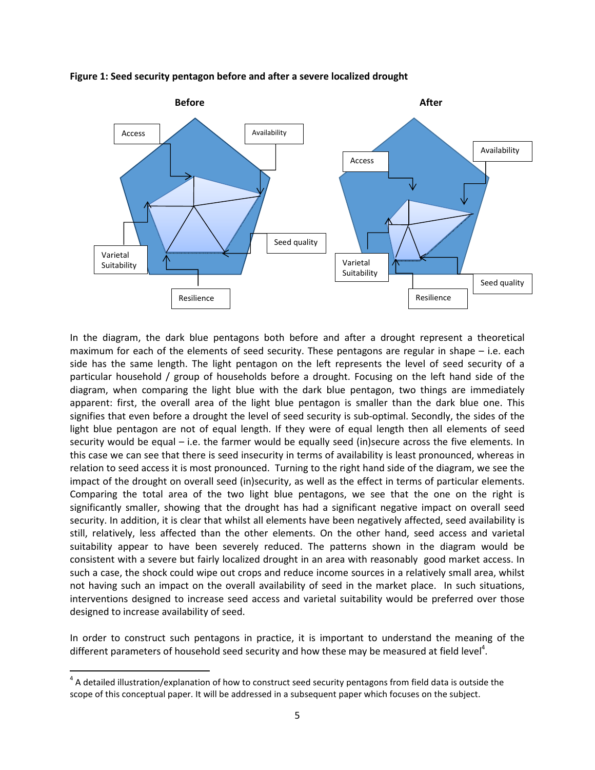**Figure 1: Seed security pentagon before and after a severe localized drought**

In the diagram, the dark blue pentagons both before and after a drought represent a theoretical maximum for each of the elements of seed security. These pentagons are regular in shape – i.e. each side has the same length. The light pentagon on the left represents the level of seed security of a particular household / group of households before a drought. Focusing on the left hand side of the diagram, when comparing the light blue with the dark blue pentagon, two things are immediately apparent: first, the overall area of the light blue pentagon is smaller than the dark blue one. This signifies that even before a drought the level of seed security is sub-optimal. Secondly, the sides of the light blue pentagon are not of equal length. If they were of equal length then all elements of seed security would be equal – i.e. the farmer would be equally seed (in)secure across the five elements. In this case we can see that there is seed insecurity in terms of availability is least pronounced, whereas in relation to seed access it is most pronounced. Turning to the right hand side of the diagram, we see the impact of the drought on overall seed (in)security, as well as the effect in terms of particular elements. Comparing the total area of the two light blue pentagons, we see that the one on the right is significantly smaller, showing that the drought has had a significant negative impact on overall seed security. In addition, it is clear that whilst all elements have been negatively affected, seed availability is still, relatively, less affected than the other elements. On the other hand, seed access and varietal suitability appear to have been severely reduced. The patterns shown in the diagram would be consistent with a severe but fairly localized drought in an area with reasonably good market access. In such a case, the shock could wipe out crops and reduce income sources in a relatively small area, whilst not having such an impact on the overall availability of seed in the market place. In such situations, interventions designed to increase seed access and varietal suitability would be preferred over those designed to increase availability of seed.

In order to construct such pentagons in practice, it is important to understand the meaning of the different parameters of household seed security and how these may be measured at field level[4].

[4] A detailed illustration/explanation of how to construct seed security pentagons from field data is outside the scope of this conceptual paper. It will be addressed in a subsequent paper which focuses on the subject.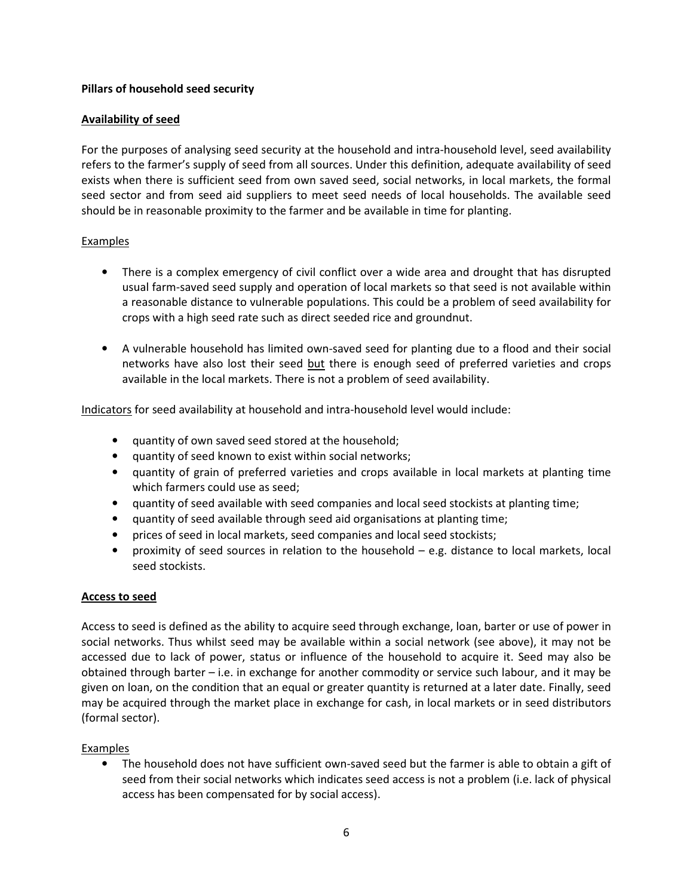**Pillars of household seed security**

**Availability of seed**

For the purposes of analysing seed security at the household and intra-household level, seed availability refers to the farmer's supply of seed from all sources. Under this definition, adequate availability of seed exists when there is sufficient seed from own saved seed, social networks, in local markets, the formal seed sector and from seed aid suppliers to meet seed needs of local households. The available seed should be in reasonable proximity to the farmer and be available in time for planting.

Examples

- There is a complex emergency of civil conflict over a wide area and drought that has disrupted usual farm-saved seed supply and operation of local markets so that seed is not available within a reasonable distance to vulnerable populations. This could be a problem of seed availability for crops with a high seed rate such as direct seeded rice and groundnut.
- A vulnerable household has limited own-saved seed for planting due to a flood and their social networks have also lost their seed but there is enough seed of preferred varieties and crops available in the local markets. There is not a problem of seed availability.

Indicators for seed availability at household and intra-household level would include:

- quantity of own saved seed stored at the household;
- quantity of seed known to exist within social networks;
- quantity of grain of preferred varieties and crops available in local markets at planting time which farmers could use as seed;
- quantity of seed available with seed companies and local seed stockists at planting time;
- quantity of seed available through seed aid organisations at planting time;
- prices of seed in local markets, seed companies and local seed stockists;
- proximity of seed sources in relation to the household – e.g. distance to local markets, local seed stockists.

**Access to seed**

Access to seed is defined as the ability to acquire seed through exchange, loan, barter or use of power in social networks. Thus whilst seed may be available within a social network (see above), it may not be accessed due to lack of power, status or influence of the household to acquire it. Seed may also be obtained through barter – i.e. in exchange for another commodity or service such labour, and it may be given on loan, on the condition that an equal or greater quantity is returned at a later date. Finally, seed may be acquired through the market place in exchange for cash, in local markets or in seed distributors (formal sector).

Examples

- The household does not have sufficient own-saved seed but the farmer is able to obtain a gift of seed from their social networks which indicates seed access is not a problem (i.e. lack of physical access has been compensated for by social access).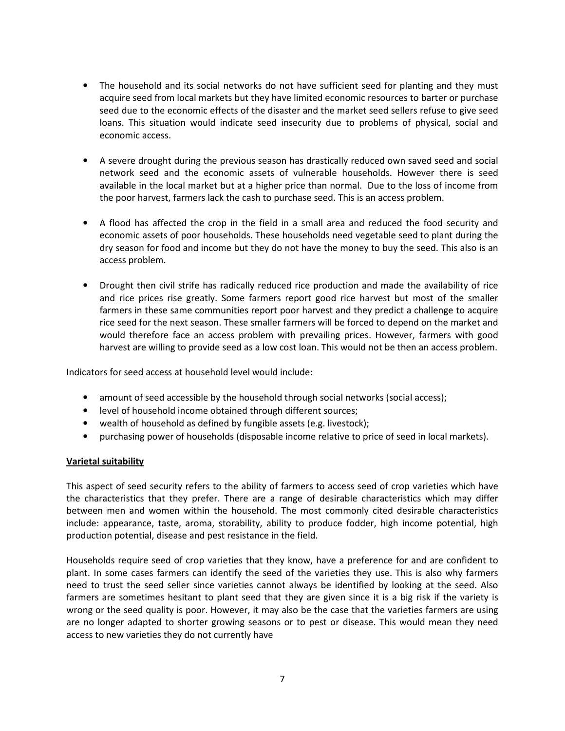- The household and its social networks do not have sufficient seed for planting and they must acquire seed from local markets but they have limited economic resources to barter or purchase seed due to the economic effects of the disaster and the market seed sellers refuse to give seed loans. This situation would indicate seed insecurity due to problems of physical, social and economic access.

- A severe drought during the previous season has drastically reduced own saved seed and social network seed and the economic assets of vulnerable households. However there is seed available in the local market but at a higher price than normal. Due to the loss of income from the poor harvest, farmers lack the cash to purchase seed. This is an access problem.

- A flood has affected the crop in the field in a small area and reduced the food security and economic assets of poor households. These households need vegetable seed to plant during the dry season for food and income but they do not have the money to buy the seed. This also is an access problem.

- Drought then civil strife has radically reduced rice production and made the availability of rice and rice prices rise greatly. Some farmers report good rice harvest but most of the smaller farmers in these same communities report poor harvest and they predict a challenge to acquire rice seed for the next season. These smaller farmers will be forced to depend on the market and would therefore face an access problem with prevailing prices. However, farmers with good harvest are willing to provide seed as a low cost loan. This would not be then an access problem.

Indicators for seed access at household level would include:

- amount of seed accessible by the household through social networks (social access);
- level of household income obtained through different sources;
- wealth of household as defined by fungible assets (e.g. livestock);
- purchasing power of households (disposable income relative to price of seed in local markets).

**Varietal suitability**

This aspect of seed security refers to the ability of farmers to access seed of crop varieties which have the characteristics that they prefer. There are a range of desirable characteristics which may differ between men and women within the household. The most commonly cited desirable characteristics include: appearance, taste, aroma, storability, ability to produce fodder, high income potential, high production potential, disease and pest resistance in the field.

Households require seed of crop varieties that they know, have a preference for and are confident to plant. In some cases farmers can identify the seed of the varieties they use. This is also why farmers need to trust the seed seller since varieties cannot always be identified by looking at the seed. Also farmers are sometimes hesitant to plant seed that they are given since it is a big risk if the variety is wrong or the seed quality is poor. However, it may also be the case that the varieties farmers are using are no longer adapted to shorter growing seasons or to pest or disease. This would mean they need access to new varieties they do not currently have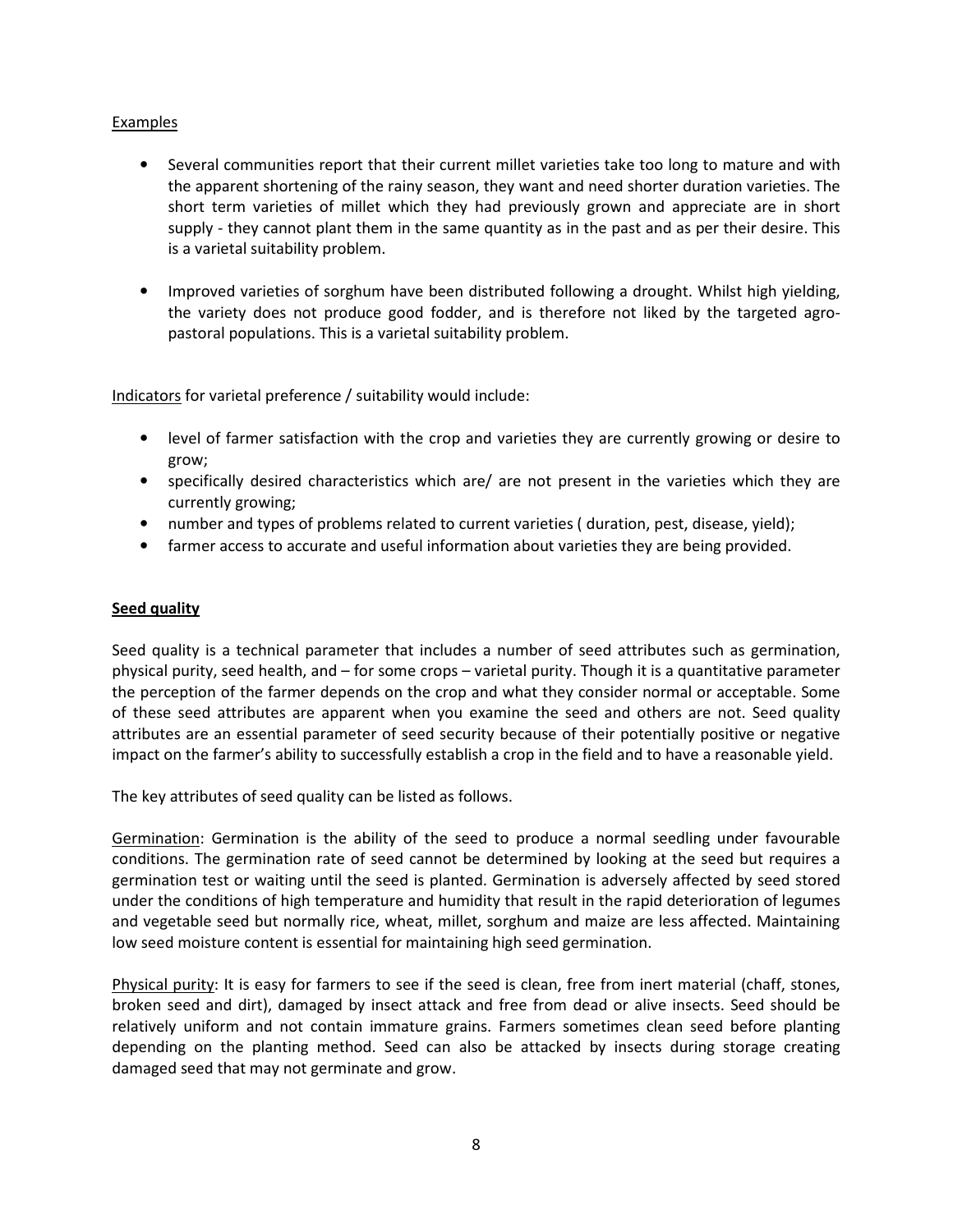Examples

- Several communities report that their current millet varieties take too long to mature and with the apparent shortening of the rainy season, they want and need shorter duration varieties. The short term varieties of millet which they had previously grown and appreciate are in short supply - they cannot plant them in the same quantity as in the past and as per their desire. This is a varietal suitability problem.

- Improved varieties of sorghum have been distributed following a drought. Whilst high yielding, the variety does not produce good fodder, and is therefore not liked by the targeted agro-pastoral populations. This is a varietal suitability problem.

Indicators for varietal preference / suitability would include:

- level of farmer satisfaction with the crop and varieties they are currently growing or desire to grow;
- specifically desired characteristics which are/ are not present in the varieties which they are currently growing;
- number and types of problems related to current varieties ( duration, pest, disease, yield);
- farmer access to accurate and useful information about varieties they are being provided.

**Seed quality**

Seed quality is a technical parameter that includes a number of seed attributes such as germination, physical purity, seed health, and – for some crops – varietal purity. Though it is a quantitative parameter the perception of the farmer depends on the crop and what they consider normal or acceptable. Some of these seed attributes are apparent when you examine the seed and others are not. Seed quality attributes are an essential parameter of seed security because of their potentially positive or negative impact on the farmer's ability to successfully establish a crop in the field and to have a reasonable yield.

The key attributes of seed quality can be listed as follows.

Germination: Germination is the ability of the seed to produce a normal seedling under favourable conditions. The germination rate of seed cannot be determined by looking at the seed but requires a germination test or waiting until the seed is planted. Germination is adversely affected by seed stored under the conditions of high temperature and humidity that result in the rapid deterioration of legumes and vegetable seed but normally rice, wheat, millet, sorghum and maize are less affected. Maintaining low seed moisture content is essential for maintaining high seed germination.

Physical purity: It is easy for farmers to see if the seed is clean, free from inert material (chaff, stones, broken seed and dirt), damaged by insect attack and free from dead or alive insects. Seed should be relatively uniform and not contain immature grains. Farmers sometimes clean seed before planting depending on the planting method. Seed can also be attacked by insects during storage creating damaged seed that may not germinate and grow.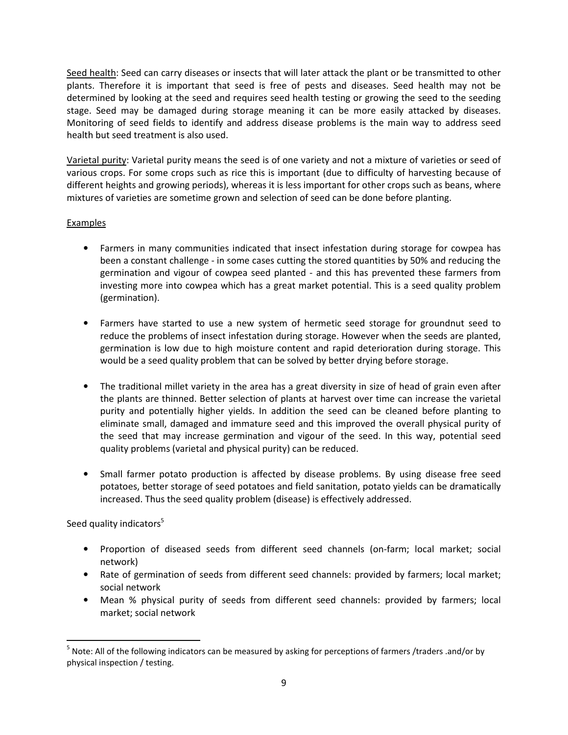Seed health: Seed can carry diseases or insects that will later attack the plant or be transmitted to other plants. Therefore it is important that seed is free of pests and diseases. Seed health may not be determined by looking at the seed and requires seed health testing or growing the seed to the seeding stage. Seed may be damaged during storage meaning it can be more easily attacked by diseases. Monitoring of seed fields to identify and address disease problems is the main way to address seed health but seed treatment is also used.

Varietal purity: Varietal purity means the seed is of one variety and not a mixture of varieties or seed of various crops. For some crops such as rice this is important (due to difficulty of harvesting because of different heights and growing periods), whereas it is less important for other crops such as beans, where mixtures of varieties are sometime grown and selection of seed can be done before planting.

Examples

- Farmers in many communities indicated that insect infestation during storage for cowpea has been a constant challenge - in some cases cutting the stored quantities by 50% and reducing the germination and vigour of cowpea seed planted - and this has prevented these farmers from investing more into cowpea which has a great market potential. This is a seed quality problem (germination).

- Farmers have started to use a new system of hermetic seed storage for groundnut seed to reduce the problems of insect infestation during storage. However when the seeds are planted, germination is low due to high moisture content and rapid deterioration during storage. This would be a seed quality problem that can be solved by better drying before storage.

- The traditional millet variety in the area has a great diversity in size of head of grain even after the plants are thinned. Better selection of plants at harvest over time can increase the varietal purity and potentially higher yields. In addition the seed can be cleaned before planting to eliminate small, damaged and immature seed and this improved the overall physical purity of the seed that may increase germination and vigour of the seed. In this way, potential seed quality problems (varietal and physical purity) can be reduced.

- Small farmer potato production is affected by disease problems. By using disease free seed potatoes, better storage of seed potatoes and field sanitation, potato yields can be dramatically increased. Thus the seed quality problem (disease) is effectively addressed.

Seed quality indicators[5]

- Proportion of diseased seeds from different seed channels (on-farm; local market; social network)
- Rate of germination of seeds from different seed channels: provided by farmers; local market; social network
- Mean % physical purity of seeds from different seed channels: provided by farmers; local market; social network

[5] Note: All of the following indicators can be measured by asking for perceptions of farmers /traders .and/or by physical inspection / testing.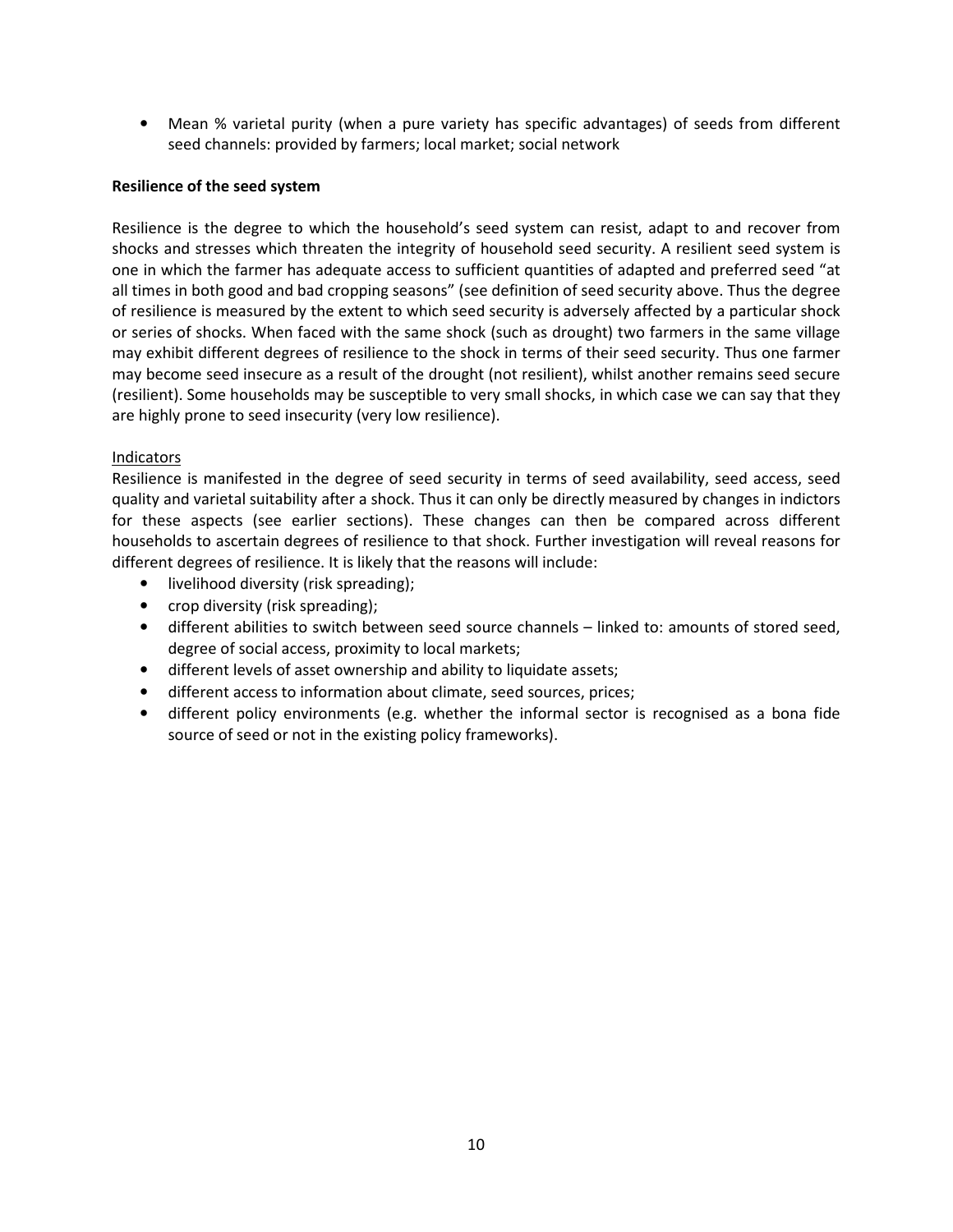- Mean % varietal purity (when a pure variety has specific advantages) of seeds from different seed channels: provided by farmers; local market; social network

**Resilience of the seed system**

Resilience is the degree to which the household's seed system can resist, adapt to and recover from shocks and stresses which threaten the integrity of household seed security. A resilient seed system is one in which the farmer has adequate access to sufficient quantities of adapted and preferred seed "at all times in both good and bad cropping seasons" (see definition of seed security above. Thus the degree of resilience is measured by the extent to which seed security is adversely affected by a particular shock or series of shocks. When faced with the same shock (such as drought) two farmers in the same village may exhibit different degrees of resilience to the shock in terms of their seed security. Thus one farmer may become seed insecure as a result of the drought (not resilient), whilst another remains seed secure (resilient). Some households may be susceptible to very small shocks, in which case we can say that they are highly prone to seed insecurity (very low resilience).

<u>Indicators</u>

Resilience is manifested in the degree of seed security in terms of seed availability, seed access, seed quality and varietal suitability after a shock. Thus it can only be directly measured by changes in indictors for these aspects (see earlier sections). These changes can then be compared across different households to ascertain degrees of resilience to that shock. Further investigation will reveal reasons for different degrees of resilience. It is likely that the reasons will include:

- livelihood diversity (risk spreading);
- crop diversity (risk spreading);
- different abilities to switch between seed source channels – linked to: amounts of stored seed, degree of social access, proximity to local markets;
- different levels of asset ownership and ability to liquidate assets;
- different access to information about climate, seed sources, prices;
- different policy environments (e.g. whether the informal sector is recognised as a bona fide source of seed or not in the existing policy frameworks).